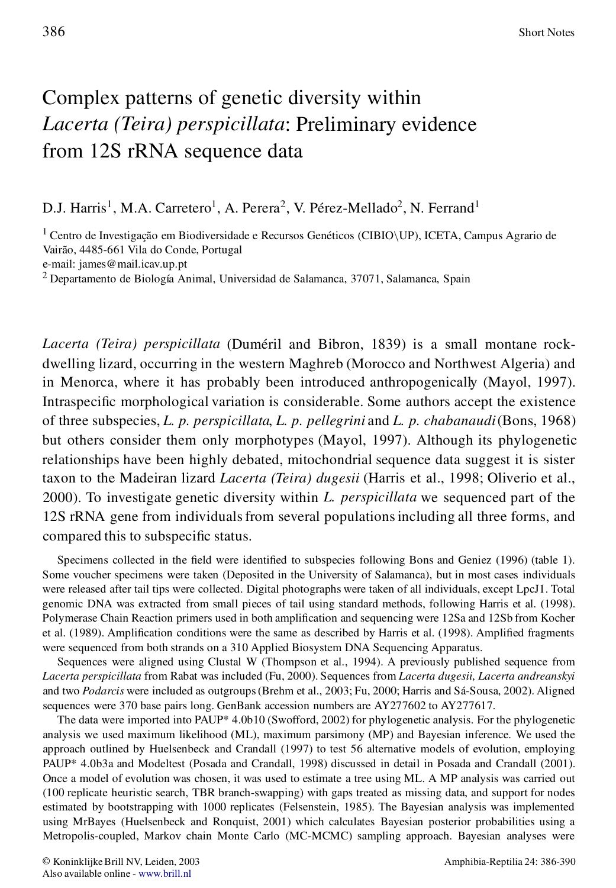# Complex patterns of genetic diversity within *Lacerta (Teira) perspicillata*: Preliminary evidence from 12S rRNA sequence data

D.J. Harris[1], M.A. Carretero[1], A. Perera[2], V. Pérez-Mellado[2], N. Ferrand[1]

[1] Centro de Investigação em Biodiversidade e Recursos Genéticos (CIBIO\UP), ICETA, Campus Agrario de Vairão, 4485-661 Vila do Conde, Portugal
e-mail: james@mail.icav.up.pt

[2] Departamento de Biología Animal, Universidad de Salamanca, 37071, Salamanca, Spain

*Lacerta (Teira) perspicillata* (Duméril and Bibron, 1839) is a small montane rock-dwelling lizard, occurring in the western Maghreb (Morocco and Northwest Algeria) and in Menorca, where it has probably been introduced anthropogenically (Mayol, 1997). Intraspecific morphological variation is considerable. Some authors accept the existence of three subspecies, *L. p. perspicillata*, *L. p. pellegrini* and *L. p. chabanaudi* (Bons, 1968) but others consider them only morphotypes (Mayol, 1997). Although its phylogenetic relationships have been highly debated, mitochondrial sequence data suggest it is sister taxon to the Madeiran lizard *Lacerta (Teira) dugesii* (Harris et al., 1998; Oliverio et al., 2000). To investigate genetic diversity within *L. perspicillata* we sequenced part of the 12S rRNA gene from individuals from several populations including all three forms, and compared this to subspecific status.

Specimens collected in the field were identified to subspecies following Bons and Geniez (1996) (table 1). Some voucher specimens were taken (Deposited in the University of Salamanca), but in most cases individuals were released after tail tips were collected. Digital photographs were taken of all individuals, except LpcJ1. Total genomic DNA was extracted from small pieces of tail using standard methods, following Harris et al. (1998). Polymerase Chain Reaction primers used in both amplification and sequencing were 12Sa and 12Sb from Kocher et al. (1989). Amplification conditions were the same as described by Harris et al. (1998). Amplified fragments were sequenced from both strands on a 310 Applied Biosystem DNA Sequencing Apparatus.

Sequences were aligned using Clustal W (Thompson et al., 1994). A previously published sequence from *Lacerta perspicillata* from Rabat was included (Fu, 2000). Sequences from *Lacerta dugesii*, *Lacerta andreanskyi* and two *Podarcis* were included as outgroups (Brehm et al., 2003; Fu, 2000; Harris and Sá-Sousa, 2002). Aligned sequences were 370 base pairs long. GenBank accession numbers are AY277602 to AY277617.

The data were imported into PAUP* 4.0b10 (Swofford, 2002) for phylogenetic analysis. For the phylogenetic analysis we used maximum likelihood (ML), maximum parsimony (MP) and Bayesian inference. We used the approach outlined by Huelsenbeck and Crandall (1997) to test 56 alternative models of evolution, employing PAUP* 4.0b3a and Modeltest (Posada and Crandall, 1998) discussed in detail in Posada and Crandall (2001). Once a model of evolution was chosen, it was used to estimate a tree using ML. A MP analysis was carried out (100 replicate heuristic search, TBR branch-swapping) with gaps treated as missing data, and support for nodes estimated by bootstrapping with 1000 replicates (Felsenstein, 1985). The Bayesian analysis was implemented using MrBayes (Huelsenbeck and Ronquist, 2001) which calculates Bayesian posterior probabilities using a Metropolis-coupled, Markov chain Monte Carlo (MC-MCMC) sampling approach. Bayesian analyses were

© Koninklijke Brill NV, Leiden, 2003
Also available online - www.brill.nl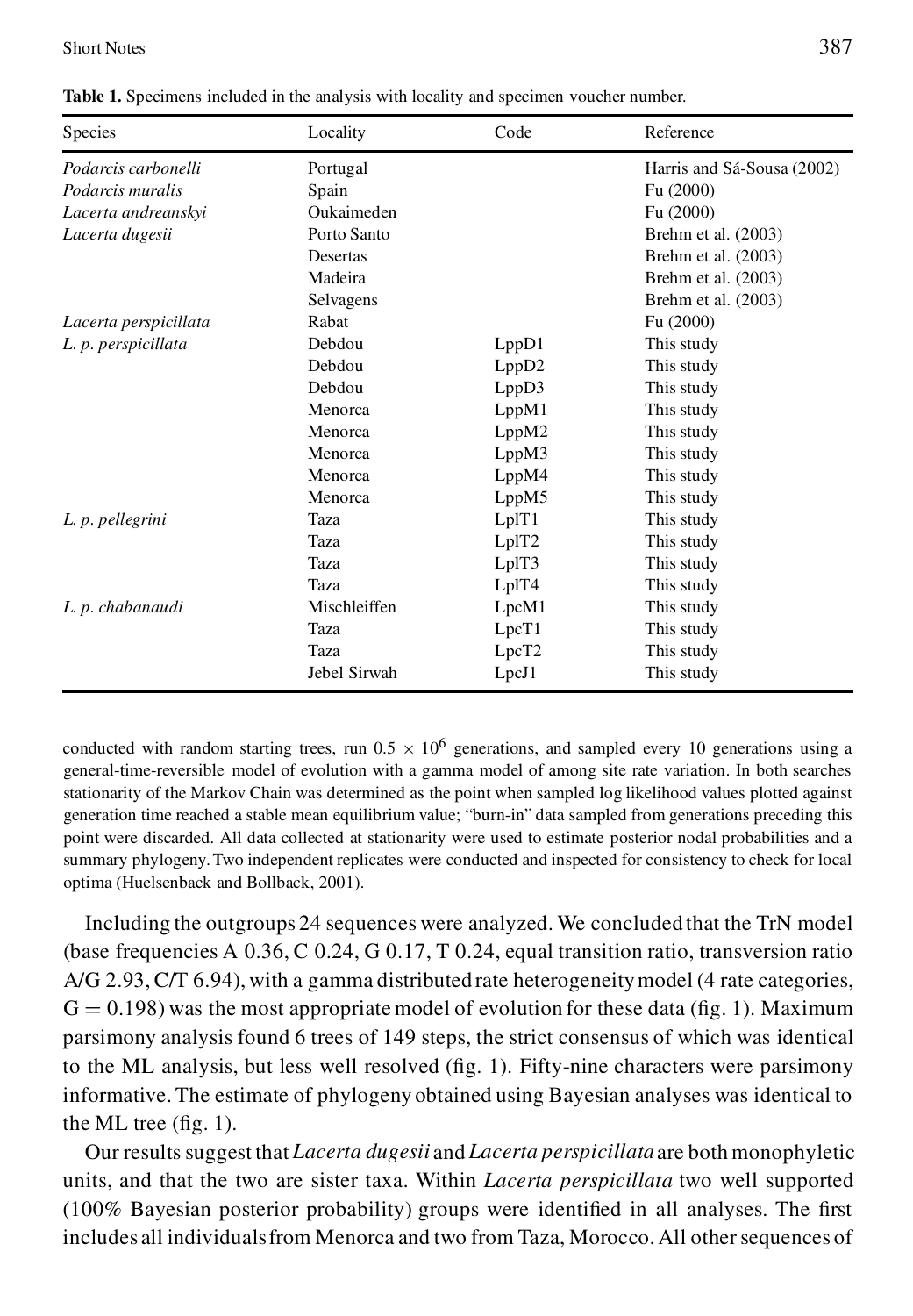**Table 1.** Specimens included in the analysis with locality and specimen voucher number.

| Species | Locality | Code | Reference |
|---|---|---|---|
| *Podarcis carbonelli* | Portugal | | Harris and Sá-Sousa (2002) |
| *Podarcis muralis* | Spain | | Fu (2000) |
| *Lacerta andreanskyi* | Oukaimeden | | Fu (2000) |
| *Lacerta dugesii* | Porto Santo | | Brehm et al. (2003) |
| | Desertas | | Brehm et al. (2003) |
| | Madeira | | Brehm et al. (2003) |
| | Selvagens | | Brehm et al. (2003) |
| *Lacerta perspicillata* | Rabat | | Fu (2000) |
| *L. p. perspicillata* | Debdou | LppD1 | This study |
| | Debdou | LppD2 | This study |
| | Debdou | LppD3 | This study |
| | Menorca | LppM1 | This study |
| | Menorca | LppM2 | This study |
| | Menorca | LppM3 | This study |
| | Menorca | LppM4 | This study |
| | Menorca | LppM5 | This study |
| *L. p. pellegrini* | Taza | LplT1 | This study |
| | Taza | LplT2 | This study |
| | Taza | LplT3 | This study |
| | Taza | LplT4 | This study |
| *L. p. chabanaudi* | Mischleiffen | LpcM1 | This study |
| | Taza | LpcT1 | This study |
| | Taza | LpcT2 | This study |
| | Jebel Sirwah | LpcJ1 | This study |

conducted with random starting trees, run $0.5 \times 10^6$ generations, and sampled every 10 generations using a general-time-reversible model of evolution with a gamma model of among site rate variation. In both searches stationarity of the Markov Chain was determined as the point when sampled log likelihood values plotted against generation time reached a stable mean equilibrium value; "burn-in" data sampled from generations preceding this point were discarded. All data collected at stationarity were used to estimate posterior nodal probabilities and a summary phylogeny. Two independent replicates were conducted and inspected for consistency to check for local optima (Huelsenback and Bollback, 2001).

Including the outgroups 24 sequences were analyzed. We concluded that the TrN model (base frequencies A 0.36, C 0.24, G 0.17, T 0.24, equal transition ratio, transversion ratio A/G 2.93, C/T 6.94), with a gamma distributed rate heterogeneity model (4 rate categories, $G = 0.198$) was the most appropriate model of evolution for these data (fig. 1). Maximum parsimony analysis found 6 trees of 149 steps, the strict consensus of which was identical to the ML analysis, but less well resolved (fig. 1). Fifty-nine characters were parsimony informative. The estimate of phylogeny obtained using Bayesian analyses was identical to the ML tree (fig. 1).

Our results suggest that *Lacerta dugesii* and *Lacerta perspicillata* are both monophyletic units, and that the two are sister taxa. Within *Lacerta perspicillata* two well supported (100% Bayesian posterior probability) groups were identified in all analyses. The first includes all individuals from Menorca and two from Taza, Morocco. All other sequences of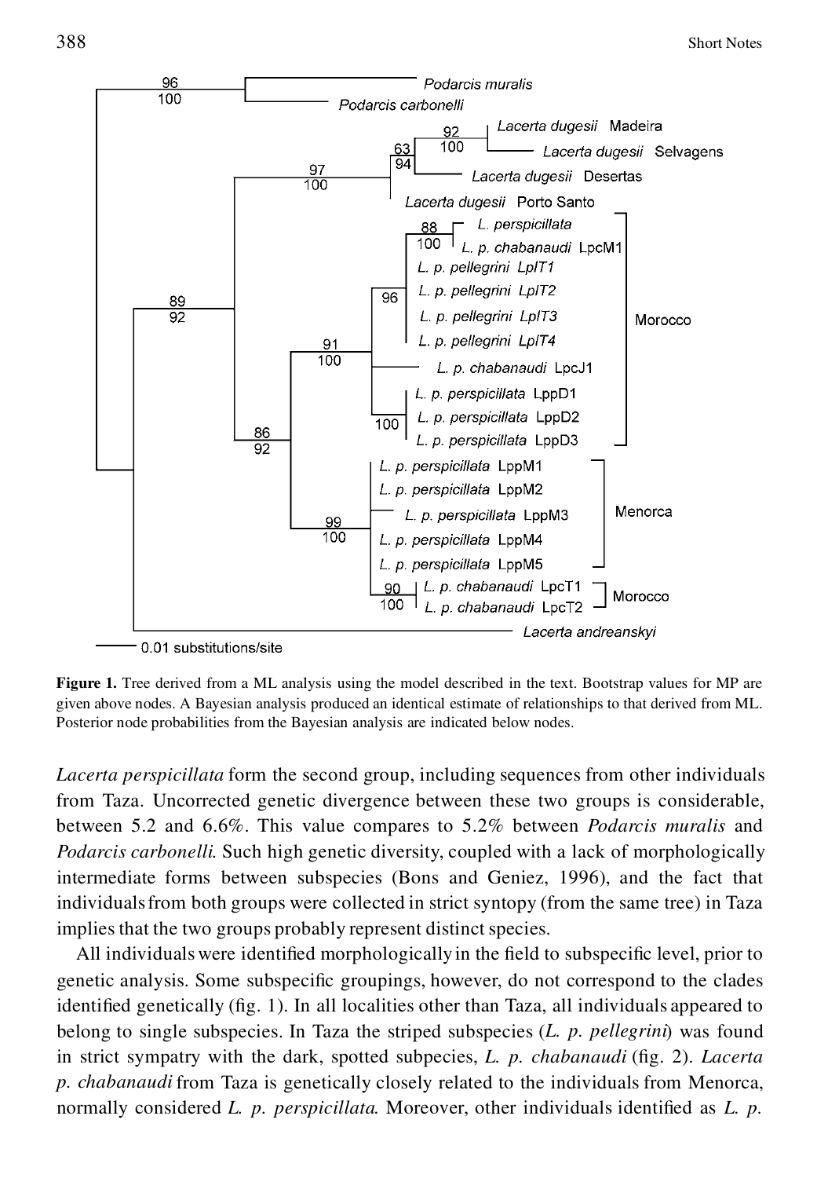**Figure 1.** Tree derived from a ML analysis using the model described in the text. Bootstrap values for MP are given above nodes. A Bayesian analysis produced an identical estimate of relationships to that derived from ML. Posterior node probabilities from the Bayesian analysis are indicated below nodes.

*Lacerta perspicillata* form the second group, including sequences from other individuals from Taza. Uncorrected genetic divergence between these two groups is considerable, between 5.2 and 6.6%. This value compares to 5.2% between *Podarcis muralis* and *Podarcis carbonelli.* Such high genetic diversity, coupled with a lack of morphologically intermediate forms between subspecies (Bons and Geniez, 1996), and the fact that individuals from both groups were collected in strict syntopy (from the same tree) in Taza implies that the two groups probably represent distinct species.

All individuals were identified morphologically in the field to subspecific level, prior to genetic analysis. Some subspecific groupings, however, do not correspond to the clades identified genetically (fig. 1). In all localities other than Taza, all individuals appeared to belong to single subspecies. In Taza the striped subspecies (*L. p. pellegrini*) was found in strict sympatry with the dark, spotted subpecies, *L. p. chabanaudi* (fig. 2). *Lacerta p. chabanaudi* from Taza is genetically closely related to the individuals from Menorca, normally considered *L. p. perspicillata.* Moreover, other individuals identified as *L. p.*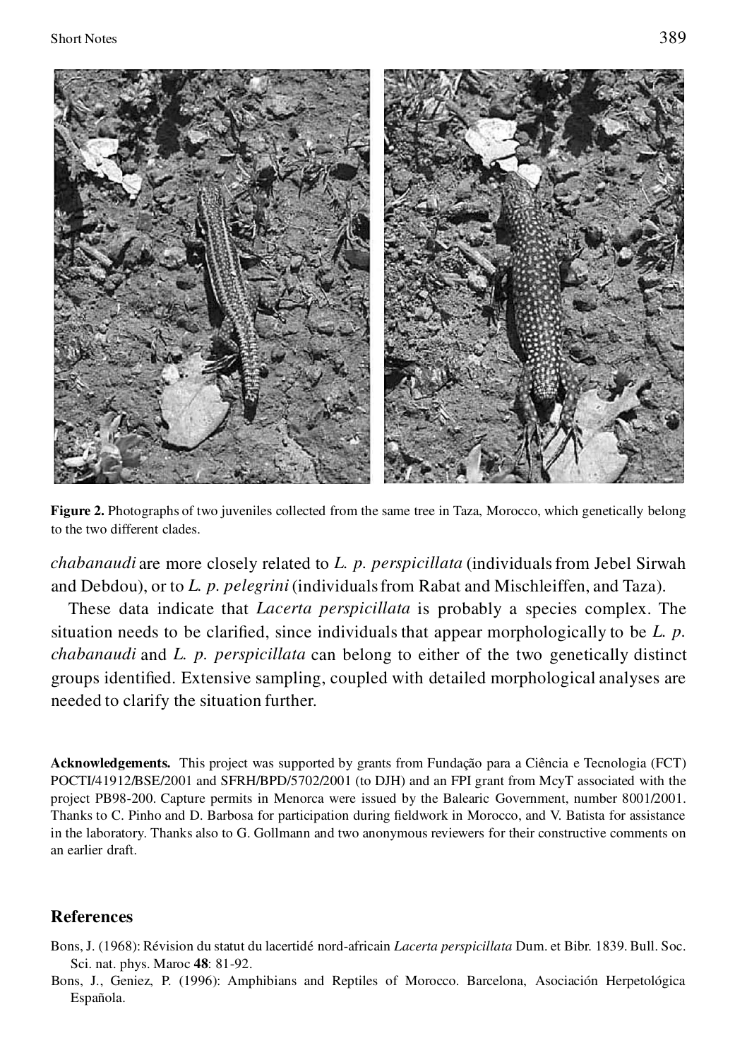**Figure 2.** Photographs of two juveniles collected from the same tree in Taza, Morocco, which genetically belong to the two different clades.

*chabanaudi* are more closely related to *L. p. perspicillata* (individuals from Jebel Sirwah and Debdou), or to *L. p. pelegrini* (individuals from Rabat and Mischleiffen, and Taza).

These data indicate that *Lacerta perspicillata* is probably a species complex. The situation needs to be clarified, since individuals that appear morphologically to be *L. p. chabanaudi* and *L. p. perspicillata* can belong to either of the two genetically distinct groups identified. Extensive sampling, coupled with detailed morphological analyses are needed to clarify the situation further.

**Acknowledgements.** This project was supported by grants from Fundação para a Ciência e Tecnologia (FCT) POCTI/41912/BSE/2001 and SFRH/BPD/5702/2001 (to DJH) and an FPI grant from McyT associated with the project PB98-200. Capture permits in Menorca were issued by the Balearic Government, number 8001/2001. Thanks to C. Pinho and D. Barbosa for participation during fieldwork in Morocco, and V. Batista for assistance in the laboratory. Thanks also to G. Gollmann and two anonymous reviewers for their constructive comments on an earlier draft.

## References

Bons, J. (1968): Révision du statut du lacertidé nord-africain *Lacerta perspicillata* Dum. et Bibr. 1839. Bull. Soc. Sci. nat. phys. Maroc **48**: 81-92.

Bons, J., Geniez, P. (1996): Amphibians and Reptiles of Morocco. Barcelona, Asociación Herpetológica Española.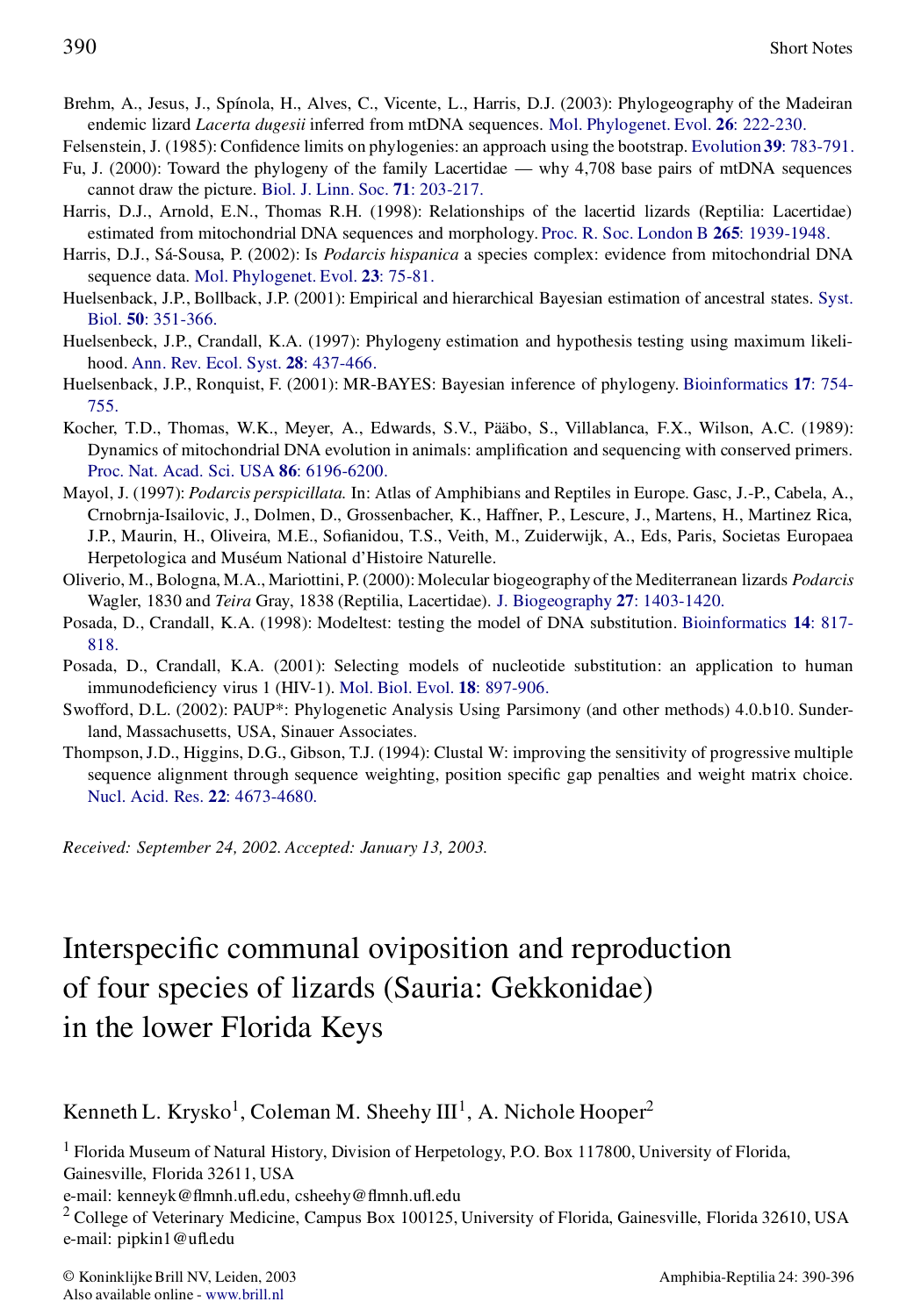Brehm, A., Jesus, J., Spínola, H., Alves, C., Vicente, L., Harris, D.J. (2003): Phylogeography of the Madeiran endemic lizard *Lacerta dugesii* inferred from mtDNA sequences. Mol. Phylogenet. Evol. **26**: 222-230.

Felsenstein, J. (1985): Confidence limits on phylogenies: an approach using the bootstrap. Evolution **39**: 783-791.

Fu, J. (2000): Toward the phylogeny of the family Lacertidae — why 4,708 base pairs of mtDNA sequences cannot draw the picture. Biol. J. Linn. Soc. **71**: 203-217.

Harris, D.J., Arnold, E.N., Thomas R.H. (1998): Relationships of the lacertid lizards (Reptilia: Lacertidae) estimated from mitochondrial DNA sequences and morphology. Proc. R. Soc. London B **265**: 1939-1948.

Harris, D.J., Sá-Sousa, P. (2002): Is *Podarcis hispanica* a species complex: evidence from mitochondrial DNA sequence data. Mol. Phylogenet. Evol. **23**: 75-81.

Huelsenback, J.P., Bollback, J.P. (2001): Empirical and hierarchical Bayesian estimation of ancestral states. Syst. Biol. **50**: 351-366.

Huelsenbeck, J.P., Crandall, K.A. (1997): Phylogeny estimation and hypothesis testing using maximum likelihood. Ann. Rev. Ecol. Syst. **28**: 437-466.

Huelsenback, J.P., Ronquist, F. (2001): MR-BAYES: Bayesian inference of phylogeny. Bioinformatics **17**: 754-755.

Kocher, T.D., Thomas, W.K., Meyer, A., Edwards, S.V., Pääbo, S., Villablanca, F.X., Wilson, A.C. (1989): Dynamics of mitochondrial DNA evolution in animals: amplification and sequencing with conserved primers. Proc. Nat. Acad. Sci. USA **86**: 6196-6200.

Mayol, J. (1997): *Podarcis perspicillata.* In: Atlas of Amphibians and Reptiles in Europe. Gasc, J.-P., Cabela, A., Crnobrnja-Isailovic, J., Dolmen, D., Grossenbacher, K., Haffner, P., Lescure, J., Martens, H., Martinez Rica, J.P., Maurin, H., Oliveira, M.E., Sofianidou, T.S., Veith, M., Zuiderwijk, A., Eds, Paris, Societas Europaea Herpetologica and Muséum National d'Histoire Naturelle.

Oliverio, M., Bologna, M.A., Mariottini, P. (2000): Molecular biogeography of the Mediterranean lizards *Podarcis* Wagler, 1830 and *Teira* Gray, 1838 (Reptilia, Lacertidae). J. Biogeography **27**: 1403-1420.

Posada, D., Crandall, K.A. (1998): Modeltest: testing the model of DNA substitution. Bioinformatics **14**: 817-818.

Posada, D., Crandall, K.A. (2001): Selecting models of nucleotide substitution: an application to human immunodeficiency virus 1 (HIV-1). Mol. Biol. Evol. **18**: 897-906.

Swofford, D.L. (2002): PAUP*: Phylogenetic Analysis Using Parsimony (and other methods) 4.0.b10. Sunderland, Massachusetts, USA, Sinauer Associates.

Thompson, J.D., Higgins, D.G., Gibson, T.J. (1994): Clustal W: improving the sensitivity of progressive multiple sequence alignment through sequence weighting, position specific gap penalties and weight matrix choice. Nucl. Acid. Res. **22**: 4673-4680.

*Received: September 24, 2002. Accepted: January 13, 2003.*

# Interspecific communal oviposition and reproduction of four species of lizards (Sauria: Gekkonidae) in the lower Florida Keys

Kenneth L. Krysko[1], Coleman M. Sheehy III[1], A. Nichole Hooper[2]

[1] Florida Museum of Natural History, Division of Herpetology, P.O. Box 117800, University of Florida, Gainesville, Florida 32611, USA
e-mail: kenneyk@flmnh.ufl.edu, csheehy@flmnh.ufl.edu

[2] College of Veterinary Medicine, Campus Box 100125, University of Florida, Gainesville, Florida 32610, USA
e-mail: pipkin1@ufl.edu

© Koninklijke Brill NV, Leiden, 2003
Also available online - www.brill.nl